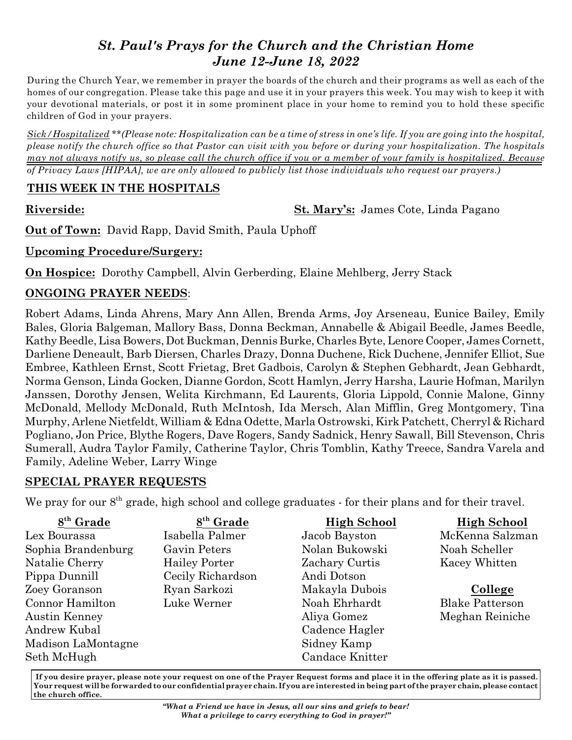# *St. Paul's Prays for the Church and the Christian Home*
## *June 12-June 18, 2022*

During the Church Year, we remember in prayer the boards of the church and their programs as well as each of the homes of our congregation. Please take this page and use it in your prayers this week. You may wish to keep it with your devotional materials, or post it in some prominent place in your home to remind you to hold these specific children of God in your prayers.

*Sick/Hospitalized \*\*(Please note: Hospitalization can be a time of stress in one's life. If you are going into the hospital, please notify the church office so that Pastor can visit with you before or during your hospitalization. The hospitals may not always notify us, so please call the church office if you or a member of your family is hospitalized. Because of Privacy Laws [HIPAA], we are only allowed to publicly list those individuals who request our prayers.)*

### THIS WEEK IN THE HOSPITALS

**Riverside:**

**St. Mary's:** James Cote, Linda Pagano

**Out of Town:** David Rapp, David Smith, Paula Uphoff

**Upcoming Procedure/Surgery:**

**On Hospice:** Dorothy Campbell, Alvin Gerberding, Elaine Mehlberg, Jerry Stack

### ONGOING PRAYER NEEDS:

Robert Adams, Linda Ahrens, Mary Ann Allen, Brenda Arms, Joy Arseneau, Eunice Bailey, Emily Bales, Gloria Balgeman, Mallory Bass, Donna Beckman, Annabelle & Abigail Beedle, James Beedle, Kathy Beedle, Lisa Bowers, Dot Buckman, Dennis Burke, Charles Byte, Lenore Cooper, James Cornett, Darliene Deneault, Barb Diersen, Charles Drazy, Donna Duchene, Rick Duchene, Jennifer Elliot, Sue Embree, Kathleen Ernst, Scott Frietag, Bret Gadbois, Carolyn & Stephen Gebhardt, Jean Gebhardt, Norma Genson, Linda Gocken, Dianne Gordon, Scott Hamlyn, Jerry Harsha, Laurie Hofman, Marilyn Janssen, Dorothy Jensen, Welita Kirchmann, Ed Laurents, Gloria Lippold, Connie Malone, Ginny McDonald, Mellody McDonald, Ruth McIntosh, Ida Mersch, Alan Mifflin, Greg Montgomery, Tina Murphy, Arlene Nietfeldt, William & Edna Odette, Marla Ostrowski, Kirk Patchett, Cherryl & Richard Pogliano, Jon Price, Blythe Rogers, Dave Rogers, Sandy Sadnick, Henry Sawall, Bill Stevenson, Chris Sumerall, Audra Taylor Family, Catherine Taylor, Chris Tomblin, Kathy Treece, Sandra Varela and Family, Adeline Weber, Larry Winge

### SPECIAL PRAYER REQUESTS

We pray for our 8th grade, high school and college graduates - for their plans and for their travel.

**8th Grade**

- Lex Bourassa
- Sophia Brandenburg
- Natalie Cherry
- Pippa Dunnill
- Zoey Goranson
- Connor Hamilton
- Austin Kenney
- Andrew Kubal
- Madison LaMontagne
- Seth McHugh
- Isabella Palmer
- Gavin Peters
- Hailey Porter
- Cecily Richardson
- Ryan Sarkozi
- Luke Werner

**High School**

- Jacob Bayston
- Nolan Bukowski
- Zachary Curtis
- Andi Dotson
- Makayla Dubois
- Noah Ehrhardt
- Aliya Gomez
- Cadence Hagler
- Sidney Kamp
- Candace Knitter
- McKenna Salzman
- Noah Scheller
- Kacey Whitten

**College**

- Blake Patterson
- Meghan Reiniche

**If you desire prayer, please note your request on one of the Prayer Request forms and place it in the offering plate as it is passed. Your request will be forwarded to our confidential prayer chain. If you are interested in being part of the prayer chain, please contact the church office.**

***"What a Friend we have in Jesus, all our sins and griefs to bear! What a privilege to carry everything to God in prayer!"***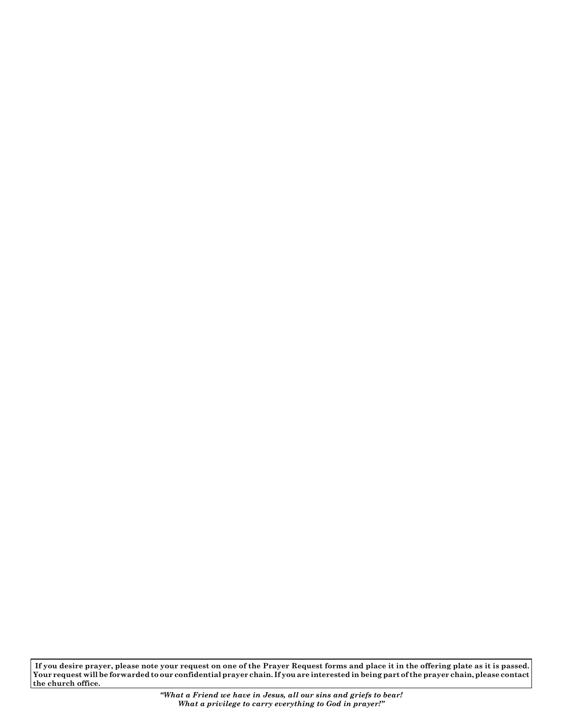**If you desire prayer, please note your request on one of the Prayer Request forms and place it in the offering plate as it is passed. Your request will be forwarded to our confidential prayer chain. If you are interested in being part of the prayer chain, please contact the church office.**

***"What a Friend we have in Jesus, all our sins and griefs to bear!***
***What a privilege to carry everything to God in prayer!"***